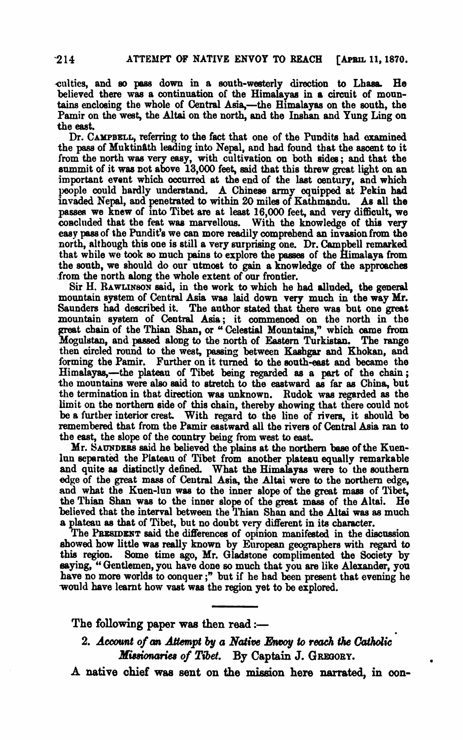culties, and so pass down in a south-westerly direction to Lhasa. He believed there was a continuation of the Himalayas in a circuit of mountains enclosing the whole of Central Asia,—the Himalayas on the south, the Pamir on the west, the Altai on the north, and the Inshan and Yung Ling on the east.

Dr. CAMPBELL, referring to the fact that one of the Pundits had examined the pass of Muktinâth leading into Nepal, and had found that the ascent to it from the north was very easy, with cultivation on both sides; and that the summit of it was not above 13,000 feet, said that this threw great light on an important event which occurred at the end of the last century, and which people could hardly understand. A Chinese army equipped at Pekin had invaded Nepal, and penetrated to within 20 miles of Kathmandu. As all the passes we knew of into Tibet are at least 16,000 feet, and very difficult, we concluded that the feat was marvellous. With the knowledge of this very easy pass of the Pundit's we can more readily comprehend an invasion from the north, although this one is still a very surprising one. Dr. Campbell remarked that while we took so much pains to explore the passes of the Himalaya from the south, we should do our utmost to gain a knowledge of the approaches from the north along the whole extent of our frontier.

Sir H. RAWLINSON said, in the work to which he had alluded, the general mountain system of Central Asia was laid down very much in the way Mr. Saunders had described it. The author stated that there was but one great mountain system of Central Asia; it commenced on the north in the great chain of the Thian Shan, or "Celestial Mountains," which came from Mogulstan, and passed along to the north of Eastern Turkistan. The range then circled round to the west, passing between Kashgar and Khokan, and forming the Pamir. Further on it turned to the south-east and became the Himalayas,—the plateau of Tibet being regarded as a part of the chain; the mountains were also said to stretch to the eastward as far as China, but the termination in that direction was unknown. Rudok was regarded as the limit on the northern side of this chain, thereby showing that there could not be a further interior crest. With regard to the line of rivers, it should be remembered that from the Pamir eastward all the rivers of Central Asia ran to the east, the slope of the country being from west to east.

Mr. SAUNDERS said he believed the plains at the northern base of the Kuen-lun separated the Plateau of Tibet from another plateau equally remarkable and quite as distinctly defined. What the Himalayas were to the southern edge of the great mass of Central Asia, the Altai were to the northern edge, and what the Kuen-lun was to the inner slope of the great mass of Tibet, the Thian Shan was to the inner slope of the great mass of the Altai. He believed that the interval between the Thian Shan and the Altai was as much a plateau as that of Tibet, but no doubt very different in its character.

The PRESIDENT said the differences of opinion manifested in the discussion showed how little was really known by European geographers with regard to this region. Some time ago, Mr. Gladstone complimented the Society by saying, "Gentlemen, you have done so much that you are like Alexander, you have no more worlds to conquer;" but if he had been present that evening he would have learnt how vast was the region yet to be explored.

---

The following paper was then read:—

## 2. *Account of an Attempt by a Native Envoy to reach the Catholic Missionaries of Tibet.* By Captain J. GREGORY.

A native chief was sent on the mission here narrated, in con-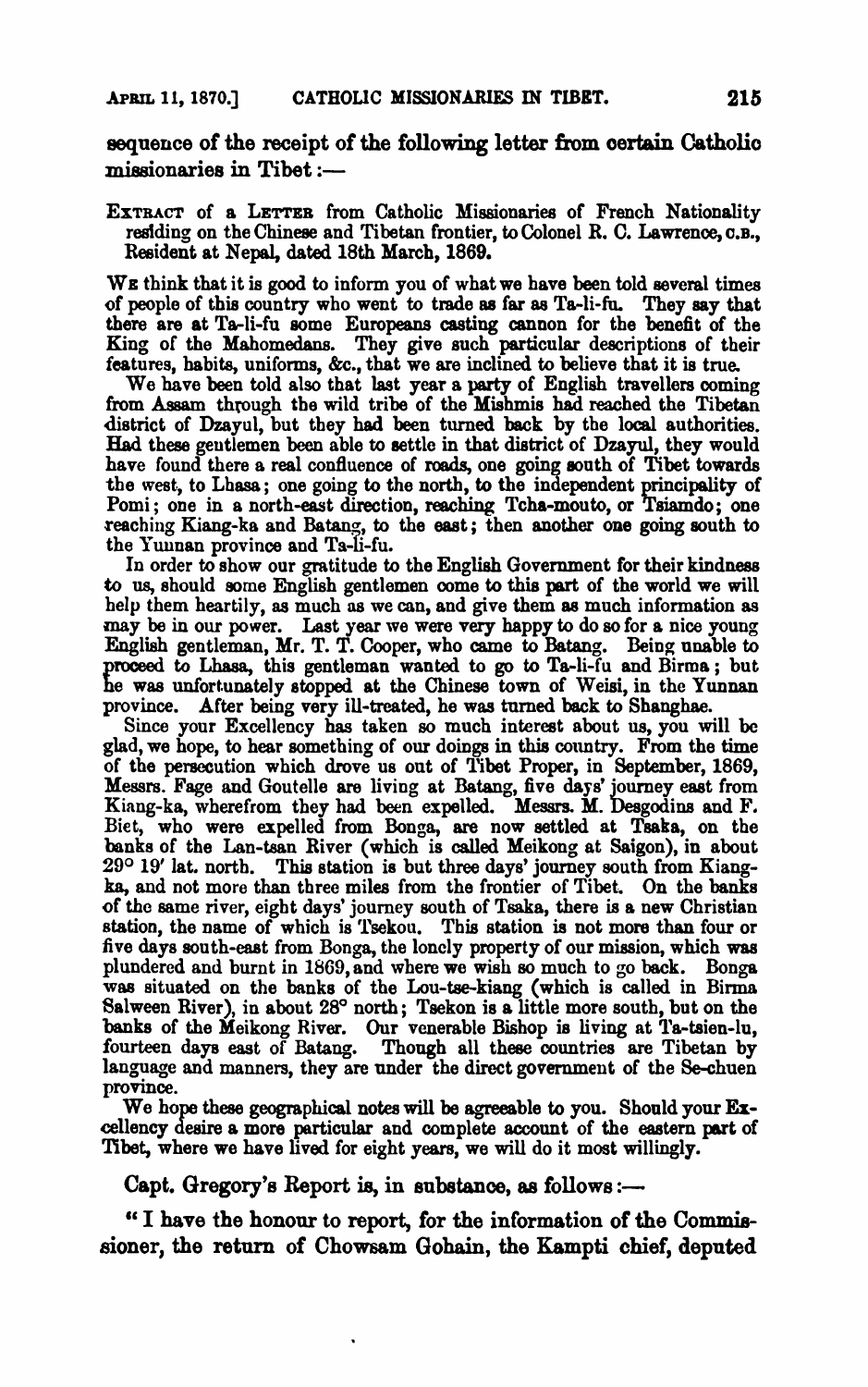sequence of the receipt of the following letter from certain Catholic missionaries in Tibet:—

EXTRACT of a LETTER from Catholic Missionaries of French Nationality residing on the Chinese and Tibetan frontier, to Colonel R. C. Lawrence, C.B., Resident at Nepal, dated 18th March, 1869.

WE think that it is good to inform you of what we have been told several times of people of this country who went to trade as far as Ta-li-fu. They say that there are at Ta-li-fu some Europeans casting cannon for the benefit of the King of the Mahomedans. They give such particular descriptions of their features, habits, uniforms, &c., that we are inclined to believe that it is true.

We have been told also that last year a party of English travellers coming from Assam through the wild tribe of the Mishmis had reached the Tibetan district of Dzayul, but they had been turned back by the local authorities. Had these gentlemen been able to settle in that district of Dzayul, they would have found there a real confluence of roads, one going south of Tibet towards the west, to Lhasa; one going to the north, to the independent principality of Pomi; one in a north-east direction, reaching Tcha-mouto, or Tsiamdo; one reaching Kiang-ka and Batang, to the east; then another one going south to the Yunnan province and Ta-li-fu.

In order to show our gratitude to the English Government for their kindness to us, should some English gentlemen come to this part of the world we will help them heartily, as much as we can, and give them as much information as may be in our power. Last year we were very happy to do so for a nice young English gentleman, Mr. T. T. Cooper, who came to Batang. Being unable to proceed to Lhasa, this gentleman wanted to go to Ta-li-fu and Birma; but he was unfortunately stopped at the Chinese town of Weisi, in the Yunnan province. After being very ill-treated, he was turned back to Shanghae.

Since your Excellency has taken so much interest about us, you will be glad, we hope, to hear something of our doings in this country. From the time of the persecution which drove us out of Tibet Proper, in September, 1869, Messrs. Fage and Goutelle are living at Batang, five days' journey east from Kiang-ka, wherefrom they had been expelled. Messrs. M. Desgodins and F. Biet, who were expelled from Bonga, are now settled at Tsaka, on the banks of the Lan-tsan River (which is called Meikong at Saigon), in about 29° 19′ lat. north. This station is but three days' journey south from Kiang-ka, and not more than three miles from the frontier of Tibet. On the banks of the same river, eight days' journey south of Tsaka, there is a new Christian station, the name of which is Tsekou. This station is not more than four or five days south-east from Bonga, the lonely property of our mission, which was plundered and burnt in 1869, and where we wish so much to go back. Bonga was situated on the banks of the Lou-tse-kiang (which is called in Birma Salween River), in about 28° north; Tsekon is a little more south, but on the banks of the Meikong River. Our venerable Bishop is living at Ta-tsien-lu, fourteen days east of Batang. Though all these countries are Tibetan by language and manners, they are under the direct government of the Se-chuen province.

We hope these geographical notes will be agreeable to you. Should your Excellency desire a more particular and complete account of the eastern part of Tibet, where we have lived for eight years, we will do it most willingly.

Capt. Gregory's Report is, in substance, as follows:—

"I have the honour to report, for the information of the Commissioner, the return of Chowsam Gohain, the Kampti chief, deputed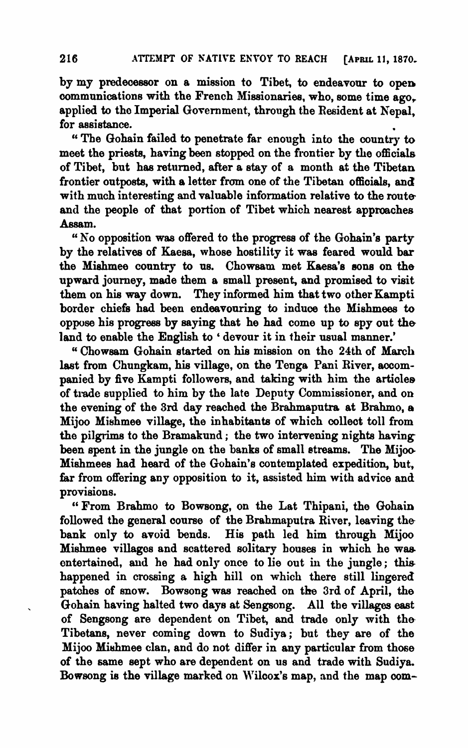by my predecessor on a mission to Tibet, to endeavour to open communications with the French Missionaries, who, some time ago, applied to the Imperial Government, through the Resident at Nepal, for assistance.

"The Gohain failed to penetrate far enough into the country to meet the priests, having been stopped on the frontier by the officials of Tibet, but has returned, after a stay of a month at the Tibetan frontier outposts, with a letter from one of the Tibetan officials, and with much interesting and valuable information relative to the route and the people of that portion of Tibet which nearest approaches Assam.

"No opposition was offered to the progress of the Gohain's party by the relatives of Kaesa, whose hostility it was feared would bar the Mishmee country to us. Chowsam met Kaesa's sons on the upward journey, made them a small present, and promised to visit them on his way down. They informed him that two other Kampti border chiefs had been endeavouring to induce the Mishmees to oppose his progress by saying that he had come up to spy out the land to enable the English to 'devour it in their usual manner.'

"Chowsam Gohain started on his mission on the 24th of March last from Chungkam, his village, on the Tenga Pani River, accompanied by five Kampti followers, and taking with him the articles of trade supplied to him by the late Deputy Commissioner, and on the evening of the 3rd day reached the Brahmaputra at Brahmo, a Mijoo Mishmee village, the inhabitants of which collect toll from the pilgrims to the Bramakund; the two intervening nights having been spent in the jungle on the banks of small streams. The Mijoo Mishmees had heard of the Gohain's contemplated expedition, but, far from offering any opposition to it, assisted him with advice and provisions.

"From Brahmo to Bowsong, on the Lat Thipani, the Gohain followed the general course of the Brahmaputra River, leaving the bank only to avoid bends. His path led him through Mijoo Mishmee villages and scattered solitary houses in which he was entertained, and he had only once to lie out in the jungle; this happened in crossing a high hill on which there still lingered patches of snow. Bowsong was reached on the 3rd of April, the Gohain having halted two days at Sengsong. All the villages east of Sengsong are dependent on Tibet, and trade only with the Tibetans, never coming down to Sudiya; but they are of the Mijoo Mishmee clan, and do not differ in any particular from those of the same sept who are dependent on us and trade with Sudiya. Bowsong is the village marked on Wilcox's map, and the map com-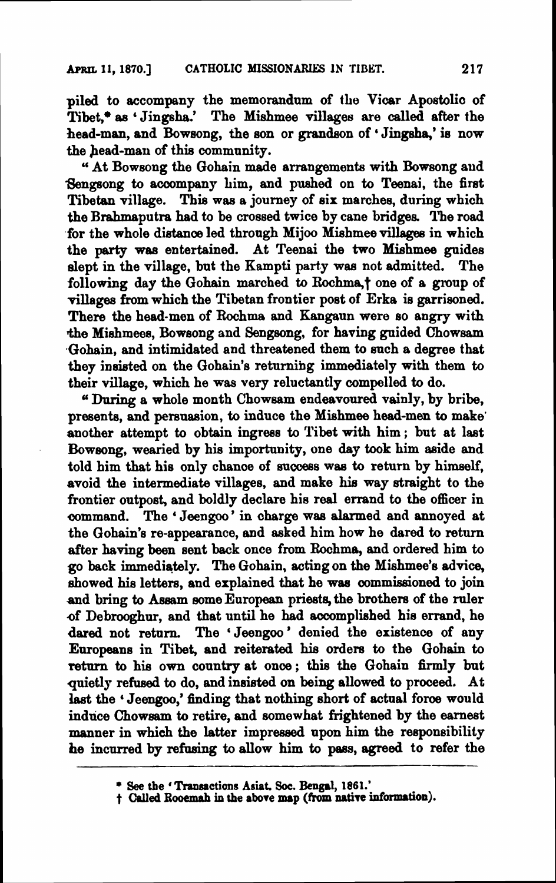piled to accompany the memorandum of the Vicar Apostolic of Tibet,* as 'Jingsha.' The Mishmee villages are called after the head-man, and Bowsong, the son or grandson of 'Jingsha,' is now the head-man of this community.

"At Bowsong the Gohain made arrangements with Bowsong and Sengsong to accompany him, and pushed on to Teenai, the first Tibetan village. This was a journey of six marches, during which the Brahmaputra had to be crossed twice by cane bridges. The road for the whole distance led through Mijoo Mishmee villages in which the party was entertained. At Teenai the two Mishmee guides slept in the village, but the Kampti party was not admitted. The following day the Gohain marched to Rochma,† one of a group of villages from which the Tibetan frontier post of Erka is garrisoned. There the head-men of Rochma and Kangaun were so angry with the Mishmees, Bowsong and Sengsong, for having guided Chowsam Gohain, and intimidated and threatened them to such a degree that they insisted on the Gohain's returning immediately with them to their village, which he was very reluctantly compelled to do.

"During a whole month Chowsam endeavoured vainly, by bribe, presents, and persuasion, to induce the Mishmee head-men to make another attempt to obtain ingress to Tibet with him; but at last Bowsong, wearied by his importunity, one day took him aside and told him that his only chance of success was to return by himself, avoid the intermediate villages, and make his way straight to the frontier outpost, and boldly declare his real errand to the officer in command. The 'Jeengoo' in charge was alarmed and annoyed at the Gohain's re-appearance, and asked him how he dared to return after having been sent back once from Rochma, and ordered him to go back immediately. The Gohain, acting on the Mishmee's advice, showed his letters, and explained that he was commissioned to join and bring to Assam some European priests, the brothers of the ruler of Debrooghur, and that until he had accomplished his errand, he dared not return. The 'Jeengoo' denied the existence of any Europeans in Tibet, and reiterated his orders to the Gohain to return to his own country at once; this the Gohain firmly but quietly refused to do, and insisted on being allowed to proceed. At last the 'Jeengoo,' finding that nothing short of actual force would induce Chowsam to retire, and somewhat frightened by the earnest manner in which the latter impressed upon him the responsibility he incurred by refusing to allow him to pass, agreed to refer the

* See the 'Transactions Asiat. Soc. Bengal, 1861.'

† Called Rooemah in the above map (from native information).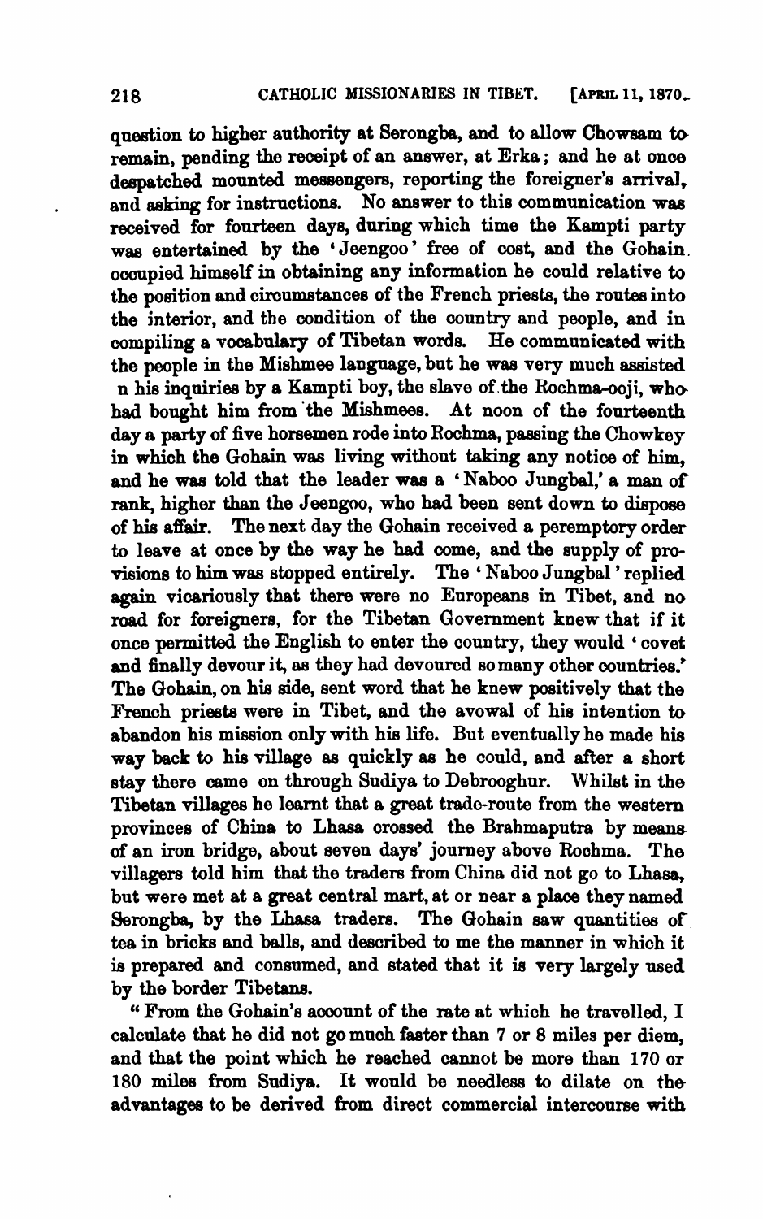question to higher authority at Serongba, and to allow Chowsam to remain, pending the receipt of an answer, at Erka; and he at once despatched mounted messengers, reporting the foreigner's arrival, and asking for instructions. No answer to this communication was received for fourteen days, during which time the Kampti party was entertained by the 'Jeengoo' free of cost, and the Gohain occupied himself in obtaining any information he could relative to the position and circumstances of the French priests, the routes into the interior, and the condition of the country and people, and in compiling a vocabulary of Tibetan words. He communicated with the people in the Mishmee language, but he was very much assisted n his inquiries by a Kampti boy, the slave of the Rochma-ooji, who had bought him from the Mishmees. At noon of the fourteenth day a party of five horsemen rode into Rochma, passing the Chowkey in which the Gohain was living without taking any notice of him, and he was told that the leader was a 'Naboo Jungbal,' a man of rank, higher than the Jeengoo, who had been sent down to dispose of his affair. The next day the Gohain received a peremptory order to leave at once by the way he had come, and the supply of provisions to him was stopped entirely. The 'Naboo Jungbal' replied again vicariously that there were no Europeans in Tibet, and no road for foreigners, for the Tibetan Government knew that if it once permitted the English to enter the country, they would 'covet and finally devour it, as they had devoured so many other countries.' The Gohain, on his side, sent word that he knew positively that the French priests were in Tibet, and the avowal of his intention to abandon his mission only with his life. But eventually he made his way back to his village as quickly as he could, and after a short stay there came on through Sudiya to Debrooghur. Whilst in the Tibetan villages he learnt that a great trade-route from the western provinces of China to Lhasa crossed the Brahmaputra by means of an iron bridge, about seven days' journey above Rochma. The villagers told him that the traders from China did not go to Lhasa, but were met at a great central mart, at or near a place they named Serongba, by the Lhasa traders. The Gohain saw quantities of tea in bricks and balls, and described to me the manner in which it is prepared and consumed, and stated that it is very largely used by the border Tibetans.

"From the Gohain's account of the rate at which he travelled, I calculate that he did not go much faster than 7 or 8 miles per diem, and that the point which he reached cannot be more than 170 or 180 miles from Sudiya. It would be needless to dilate on the advantages to be derived from direct commercial intercourse with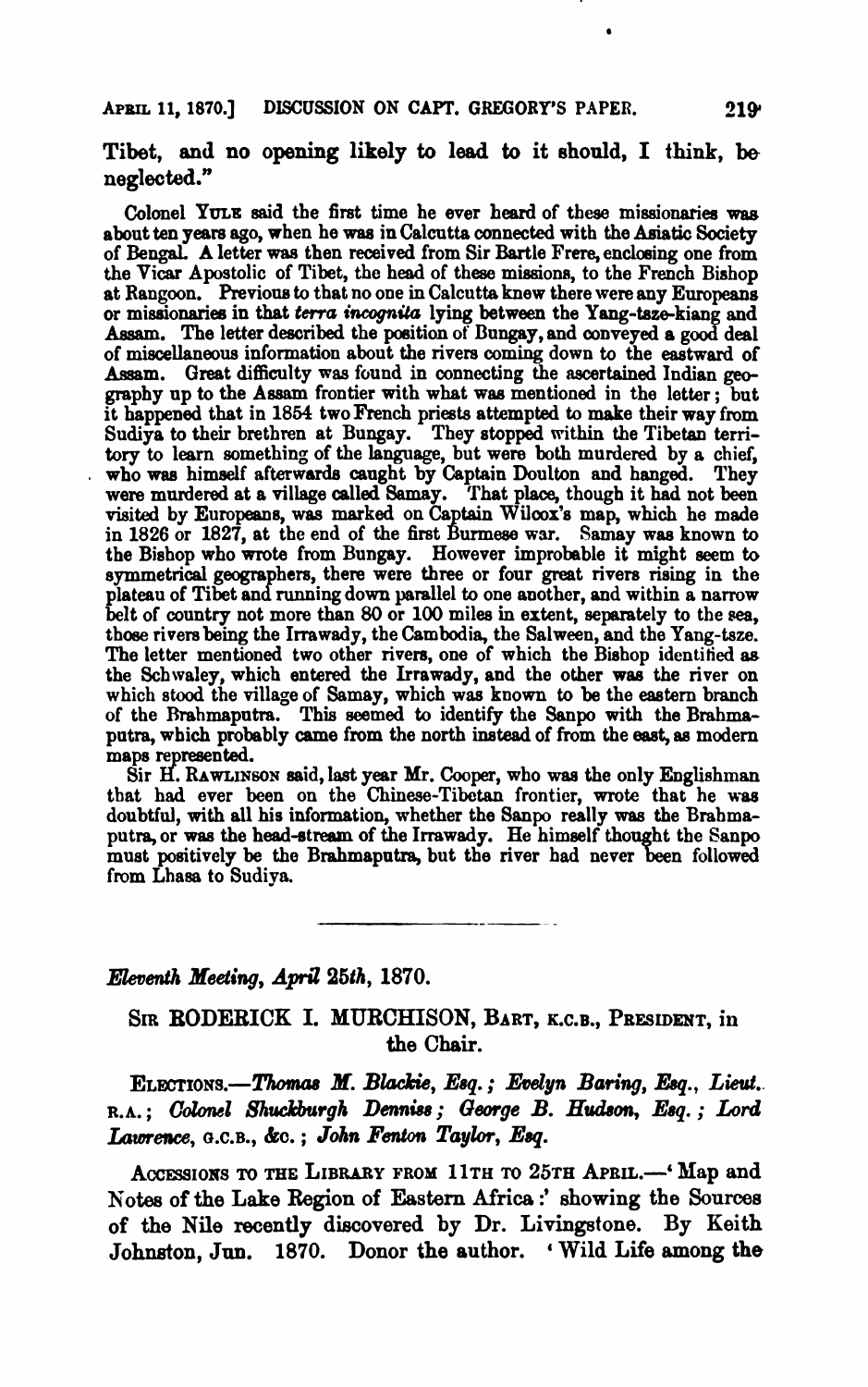Tibet, and no opening likely to lead to it should, I think, be neglected."

Colonel YULE said the first time he ever heard of these missionaries was about ten years ago, when he was in Calcutta connected with the Asiatic Society of Bengal. A letter was then received from Sir Bartle Frere, enclosing one from the Vicar Apostolic of Tibet, the head of these missions, to the French Bishop at Rangoon. Previous to that no one in Calcutta knew there were any Europeans or missionaries in that *terra incognita* lying between the Yang-tsze-kiang and Assam. The letter described the position of Bungay, and conveyed a good deal of miscellaneous information about the rivers coming down to the eastward of Assam. Great difficulty was found in connecting the ascertained Indian geography up to the Assam frontier with what was mentioned in the letter; but it happened that in 1854 two French priests attempted to make their way from Sudiya to their brethren at Bungay. They stopped within the Tibetan territory to learn something of the language, but were both murdered by a chief, who was himself afterwards caught by Captain Doulton and hanged. They were murdered at a village called Samay. That place, though it had not been visited by Europeans, was marked on Captain Wilcox's map, which he made in 1826 or 1827, at the end of the first Burmese war. Samay was known to the Bishop who wrote from Bungay. However improbable it might seem to symmetrical geographers, there were three or four great rivers rising in the plateau of Tibet and running down parallel to one another, and within a narrow belt of country not more than 80 or 100 miles in extent, separately to the sea, those rivers being the Irrawady, the Cambodia, the Salween, and the Yang-tsze. The letter mentioned two other rivers, one of which the Bishop identified as the Schwaley, which entered the Irrawady, and the other was the river on which stood the village of Samay, which was known to be the eastern branch of the Brahmaputra. This seemed to identify the Sanpo with the Brahmaputra, which probably came from the north instead of from the east, as modern maps represented.

Sir H. RAWLINSON said, last year Mr. Cooper, who was the only Englishman that had ever been on the Chinese-Tibetan frontier, wrote that he was doubtful, with all his information, whether the Sanpo really was the Brahmaputra, or was the head-stream of the Irrawady. He himself thought the Sanpo must positively be the Brahmaputra, but the river had never been followed from Lhasa to Sudiya.

---

*Eleventh Meeting, April 25th, 1870.*

SIR RODERICK I. MURCHISON, BART, K.C.B., PRESIDENT, in the Chair.

ELECTIONS.—*Thomas M. Blackie, Esq.; Evelyn Baring, Esq., Lieut. R.A.; Colonel Shuckburgh Denniss; George B. Hudson, Esq.; Lord Lawrence,* G.C.B., &c.; *John Fenton Taylor, Esq.*

ACCESSIONS TO THE LIBRARY FROM 11TH TO 25TH APRIL.—'Map and Notes of the Lake Region of Eastern Africa:' showing the Sources of the Nile recently discovered by Dr. Livingstone. By Keith Johnston, Jun. 1870. Donor the author. 'Wild Life among the